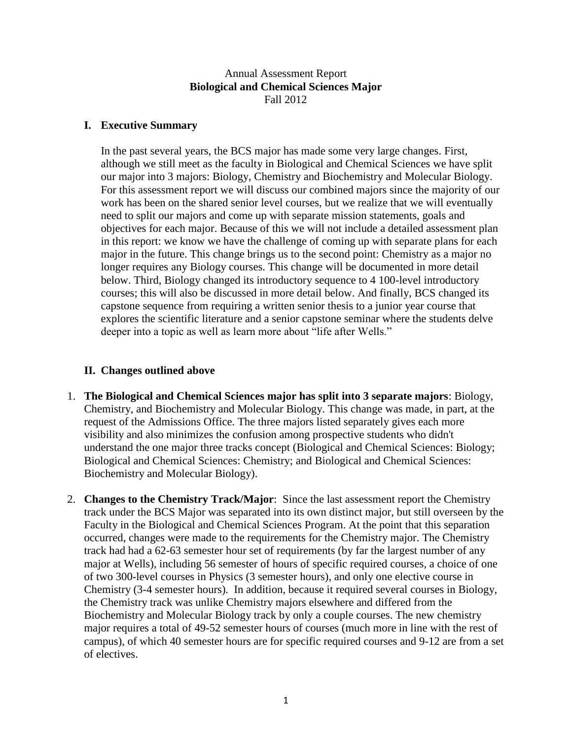# Annual Assessment Report
## Biological and Chemical Sciences Major
Fall 2012

### I. Executive Summary

In the past several years, the BCS major has made some very large changes. First, although we still meet as the faculty in Biological and Chemical Sciences we have split our major into 3 majors: Biology, Chemistry and Biochemistry and Molecular Biology. For this assessment report we will discuss our combined majors since the majority of our work has been on the shared senior level courses, but we realize that we will eventually need to split our majors and come up with separate mission statements, goals and objectives for each major. Because of this we will not include a detailed assessment plan in this report: we know we have the challenge of coming up with separate plans for each major in the future. This change brings us to the second point: Chemistry as a major no longer requires any Biology courses. This change will be documented in more detail below. Third, Biology changed its introductory sequence to 4 100-level introductory courses; this will also be discussed in more detail below. And finally, BCS changed its capstone sequence from requiring a written senior thesis to a junior year course that explores the scientific literature and a senior capstone seminar where the students delve deeper into a topic as well as learn more about "life after Wells."

### II. Changes outlined above

1. **The Biological and Chemical Sciences major has split into 3 separate majors**: Biology, Chemistry, and Biochemistry and Molecular Biology. This change was made, in part, at the request of the Admissions Office. The three majors listed separately gives each more visibility and also minimizes the confusion among prospective students who didn't understand the one major three tracks concept (Biological and Chemical Sciences: Biology; Biological and Chemical Sciences: Chemistry; and Biological and Chemical Sciences: Biochemistry and Molecular Biology).

2. **Changes to the Chemistry Track/Major**: Since the last assessment report the Chemistry track under the BCS Major was separated into its own distinct major, but still overseen by the Faculty in the Biological and Chemical Sciences Program. At the point that this separation occurred, changes were made to the requirements for the Chemistry major. The Chemistry track had had a 62-63 semester hour set of requirements (by far the largest number of any major at Wells), including 56 semester of hours of specific required courses, a choice of one of two 300-level courses in Physics (3 semester hours), and only one elective course in Chemistry (3-4 semester hours). In addition, because it required several courses in Biology, the Chemistry track was unlike Chemistry majors elsewhere and differed from the Biochemistry and Molecular Biology track by only a couple courses. The new chemistry major requires a total of 49-52 semester hours of courses (much more in line with the rest of campus), of which 40 semester hours are for specific required courses and 9-12 are from a set of electives.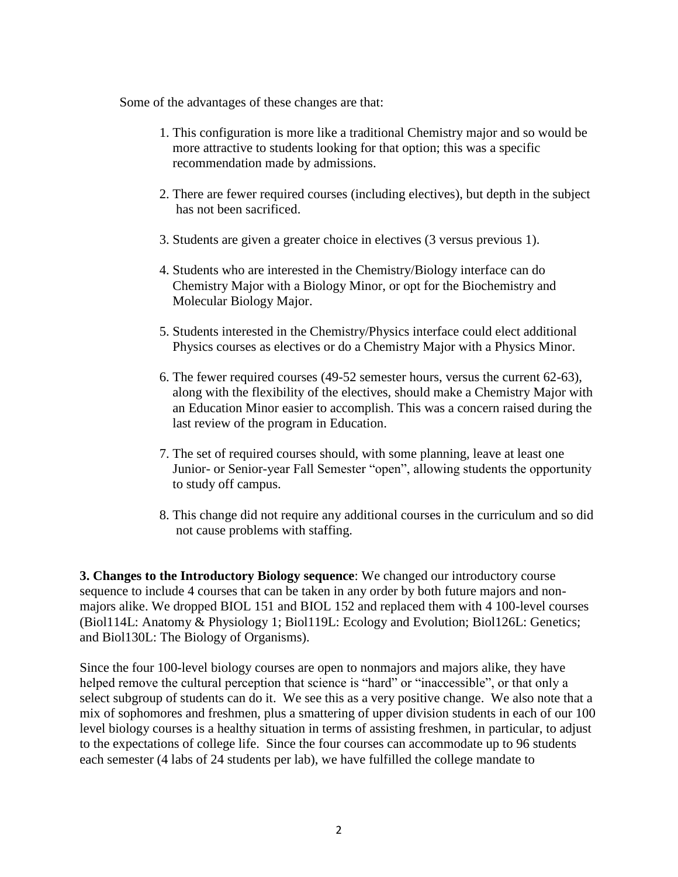Some of the advantages of these changes are that:

1. This configuration is more like a traditional Chemistry major and so would be more attractive to students looking for that option; this was a specific recommendation made by admissions.

2. There are fewer required courses (including electives), but depth in the subject has not been sacrificed.

3. Students are given a greater choice in electives (3 versus previous 1).

4. Students who are interested in the Chemistry/Biology interface can do Chemistry Major with a Biology Minor, or opt for the Biochemistry and Molecular Biology Major.

5. Students interested in the Chemistry/Physics interface could elect additional Physics courses as electives or do a Chemistry Major with a Physics Minor.

6. The fewer required courses (49-52 semester hours, versus the current 62-63), along with the flexibility of the electives, should make a Chemistry Major with an Education Minor easier to accomplish. This was a concern raised during the last review of the program in Education.

7. The set of required courses should, with some planning, leave at least one Junior- or Senior-year Fall Semester "open", allowing students the opportunity to study off campus.

8. This change did not require any additional courses in the curriculum and so did not cause problems with staffing.

**3. Changes to the Introductory Biology sequence**: We changed our introductory course sequence to include 4 courses that can be taken in any order by both future majors and non-majors alike. We dropped BIOL 151 and BIOL 152 and replaced them with 4 100-level courses (Biol114L: Anatomy & Physiology 1; Biol119L: Ecology and Evolution; Biol126L: Genetics; and Biol130L: The Biology of Organisms).

Since the four 100-level biology courses are open to nonmajors and majors alike, they have helped remove the cultural perception that science is "hard" or "inaccessible", or that only a select subgroup of students can do it. We see this as a very positive change. We also note that a mix of sophomores and freshmen, plus a smattering of upper division students in each of our 100 level biology courses is a healthy situation in terms of assisting freshmen, in particular, to adjust to the expectations of college life. Since the four courses can accommodate up to 96 students each semester (4 labs of 24 students per lab), we have fulfilled the college mandate to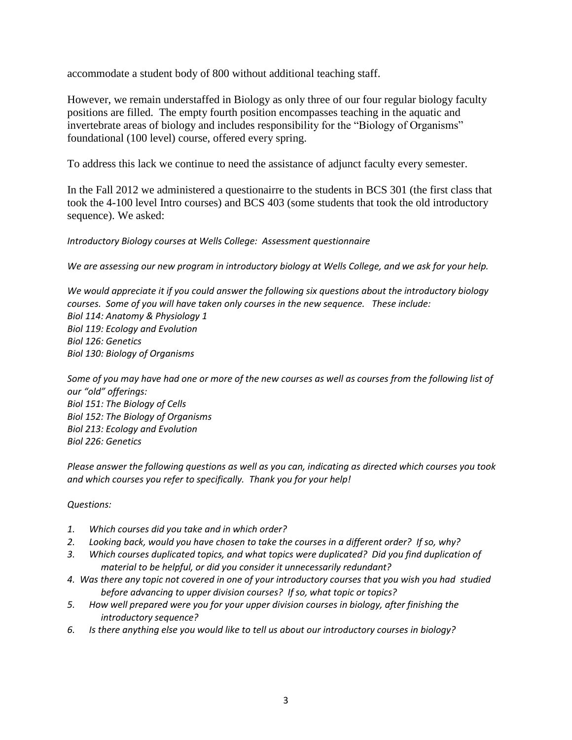accommodate a student body of 800 without additional teaching staff.

However, we remain understaffed in Biology as only three of our four regular biology faculty positions are filled. The empty fourth position encompasses teaching in the aquatic and invertebrate areas of biology and includes responsibility for the "Biology of Organisms" foundational (100 level) course, offered every spring.

To address this lack we continue to need the assistance of adjunct faculty every semester.

In the Fall 2012 we administered a questionairre to the students in BCS 301 (the first class that took the 4-100 level Intro courses) and BCS 403 (some students that took the old introductory sequence). We asked:

*Introductory Biology courses at Wells College: Assessment questionnaire*

*We are assessing our new program in introductory biology at Wells College, and we ask for your help.*

*We would appreciate it if you could answer the following six questions about the introductory biology courses. Some of you will have taken only courses in the new sequence. These include:*
*Biol 114: Anatomy & Physiology 1*
*Biol 119: Ecology and Evolution*
*Biol 126: Genetics*
*Biol 130: Biology of Organisms*

*Some of you may have had one or more of the new courses as well as courses from the following list of our "old" offerings:*
*Biol 151: The Biology of Cells*
*Biol 152: The Biology of Organisms*
*Biol 213: Ecology and Evolution*
*Biol 226: Genetics*

*Please answer the following questions as well as you can, indicating as directed which courses you took and which courses you refer to specifically. Thank you for your help!*

*Questions:*

1. *Which courses did you take and in which order?*
2. *Looking back, would you have chosen to take the courses in a different order? If so, why?*
3. *Which courses duplicated topics, and what topics were duplicated? Did you find duplication of material to be helpful, or did you consider it unnecessarily redundant?*
4. *Was there any topic not covered in one of your introductory courses that you wish you had studied before advancing to upper division courses? If so, what topic or topics?*
5. *How well prepared were you for your upper division courses in biology, after finishing the introductory sequence?*
6. *Is there anything else you would like to tell us about our introductory courses in biology?*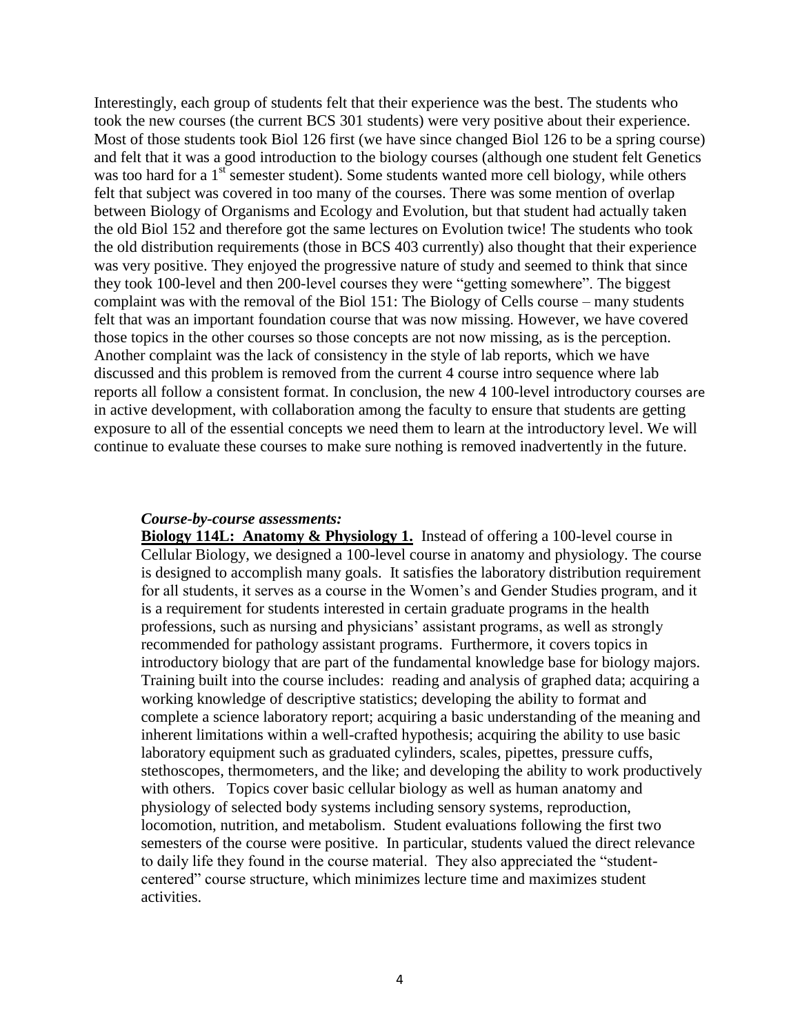Interestingly, each group of students felt that their experience was the best. The students who took the new courses (the current BCS 301 students) were very positive about their experience. Most of those students took Biol 126 first (we have since changed Biol 126 to be a spring course) and felt that it was a good introduction to the biology courses (although one student felt Genetics was too hard for a 1st semester student). Some students wanted more cell biology, while others felt that subject was covered in too many of the courses. There was some mention of overlap between Biology of Organisms and Ecology and Evolution, but that student had actually taken the old Biol 152 and therefore got the same lectures on Evolution twice! The students who took the old distribution requirements (those in BCS 403 currently) also thought that their experience was very positive. They enjoyed the progressive nature of study and seemed to think that since they took 100-level and then 200-level courses they were "getting somewhere". The biggest complaint was with the removal of the Biol 151: The Biology of Cells course – many students felt that was an important foundation course that was now missing. However, we have covered those topics in the other courses so those concepts are not now missing, as is the perception. Another complaint was the lack of consistency in the style of lab reports, which we have discussed and this problem is removed from the current 4 course intro sequence where lab reports all follow a consistent format. In conclusion, the new 4 100-level introductory courses are in active development, with collaboration among the faculty to ensure that students are getting exposure to all of the essential concepts we need them to learn at the introductory level. We will continue to evaluate these courses to make sure nothing is removed inadvertently in the future.

***Course-by-course assessments:***

**Biology 114L: Anatomy & Physiology 1.** Instead of offering a 100-level course in Cellular Biology, we designed a 100-level course in anatomy and physiology. The course is designed to accomplish many goals. It satisfies the laboratory distribution requirement for all students, it serves as a course in the Women's and Gender Studies program, and it is a requirement for students interested in certain graduate programs in the health professions, such as nursing and physicians' assistant programs, as well as strongly recommended for pathology assistant programs. Furthermore, it covers topics in introductory biology that are part of the fundamental knowledge base for biology majors. Training built into the course includes: reading and analysis of graphed data; acquiring a working knowledge of descriptive statistics; developing the ability to format and complete a science laboratory report; acquiring a basic understanding of the meaning and inherent limitations within a well-crafted hypothesis; acquiring the ability to use basic laboratory equipment such as graduated cylinders, scales, pipettes, pressure cuffs, stethoscopes, thermometers, and the like; and developing the ability to work productively with others. Topics cover basic cellular biology as well as human anatomy and physiology of selected body systems including sensory systems, reproduction, locomotion, nutrition, and metabolism. Student evaluations following the first two semesters of the course were positive. In particular, students valued the direct relevance to daily life they found in the course material. They also appreciated the "student-centered" course structure, which minimizes lecture time and maximizes student activities.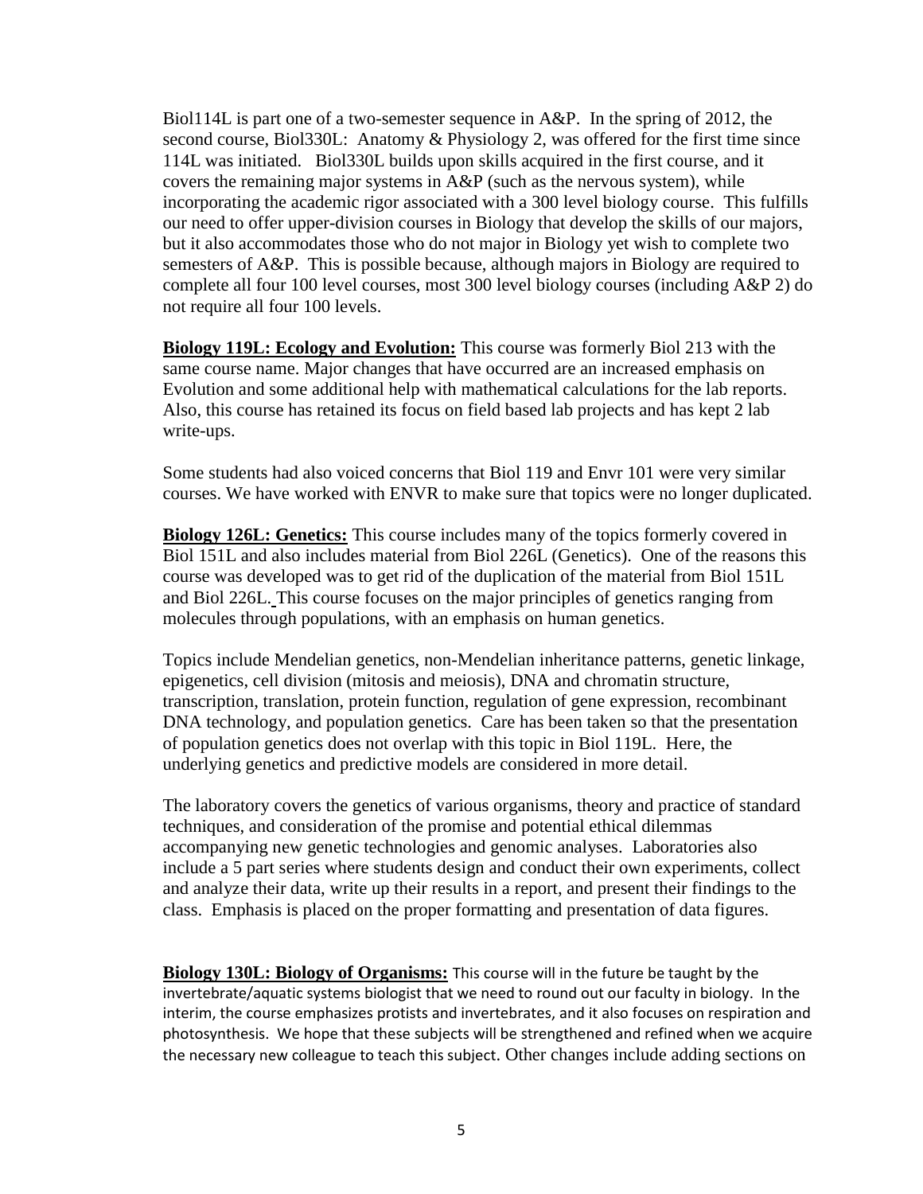Biol114L is part one of a two-semester sequence in A&P. In the spring of 2012, the second course, Biol330L: Anatomy & Physiology 2, was offered for the first time since 114L was initiated. Biol330L builds upon skills acquired in the first course, and it covers the remaining major systems in A&P (such as the nervous system), while incorporating the academic rigor associated with a 300 level biology course. This fulfills our need to offer upper-division courses in Biology that develop the skills of our majors, but it also accommodates those who do not major in Biology yet wish to complete two semesters of A&P. This is possible because, although majors in Biology are required to complete all four 100 level courses, most 300 level biology courses (including A&P 2) do not require all four 100 levels.

**Biology 119L: Ecology and Evolution:** This course was formerly Biol 213 with the same course name. Major changes that have occurred are an increased emphasis on Evolution and some additional help with mathematical calculations for the lab reports. Also, this course has retained its focus on field based lab projects and has kept 2 lab write-ups.

Some students had also voiced concerns that Biol 119 and Envr 101 were very similar courses. We have worked with ENVR to make sure that topics were no longer duplicated.

**Biology 126L: Genetics:** This course includes many of the topics formerly covered in Biol 151L and also includes material from Biol 226L (Genetics). One of the reasons this course was developed was to get rid of the duplication of the material from Biol 151L and Biol 226L. This course focuses on the major principles of genetics ranging from molecules through populations, with an emphasis on human genetics.

Topics include Mendelian genetics, non-Mendelian inheritance patterns, genetic linkage, epigenetics, cell division (mitosis and meiosis), DNA and chromatin structure, transcription, translation, protein function, regulation of gene expression, recombinant DNA technology, and population genetics. Care has been taken so that the presentation of population genetics does not overlap with this topic in Biol 119L. Here, the underlying genetics and predictive models are considered in more detail.

The laboratory covers the genetics of various organisms, theory and practice of standard techniques, and consideration of the promise and potential ethical dilemmas accompanying new genetic technologies and genomic analyses. Laboratories also include a 5 part series where students design and conduct their own experiments, collect and analyze their data, write up their results in a report, and present their findings to the class. Emphasis is placed on the proper formatting and presentation of data figures.

**Biology 130L: Biology of Organisms:** This course will in the future be taught by the invertebrate/aquatic systems biologist that we need to round out our faculty in biology. In the interim, the course emphasizes protists and invertebrates, and it also focuses on respiration and photosynthesis. We hope that these subjects will be strengthened and refined when we acquire the necessary new colleague to teach this subject. Other changes include adding sections on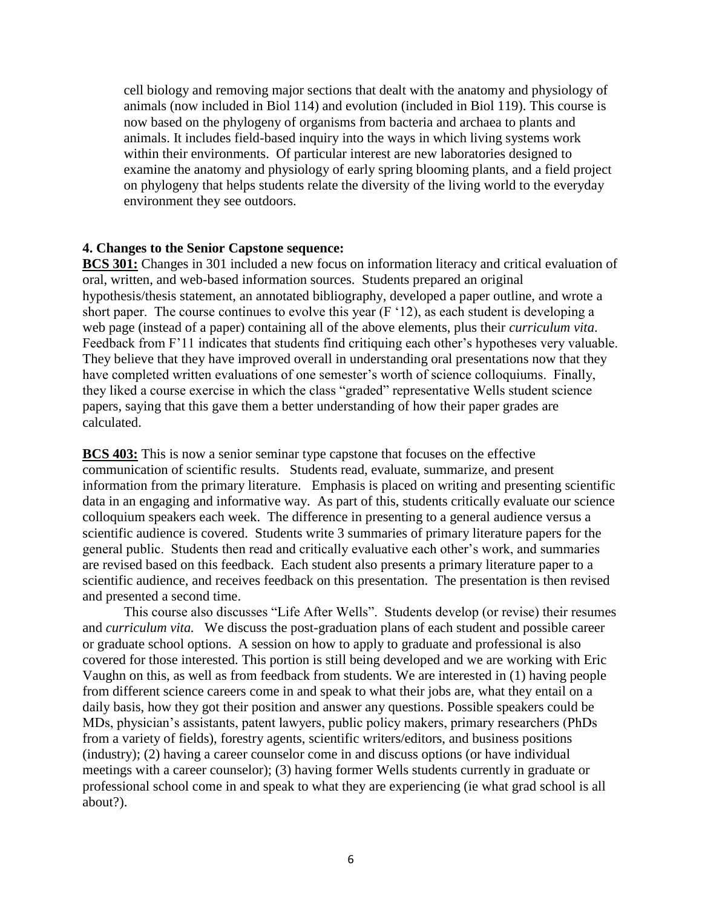cell biology and removing major sections that dealt with the anatomy and physiology of animals (now included in Biol 114) and evolution (included in Biol 119). This course is now based on the phylogeny of organisms from bacteria and archaea to plants and animals. It includes field-based inquiry into the ways in which living systems work within their environments. Of particular interest are new laboratories designed to examine the anatomy and physiology of early spring blooming plants, and a field project on phylogeny that helps students relate the diversity of the living world to the everyday environment they see outdoors.

**4. Changes to the Senior Capstone sequence:**

**BCS 301:** Changes in 301 included a new focus on information literacy and critical evaluation of oral, written, and web-based information sources. Students prepared an original hypothesis/thesis statement, an annotated bibliography, developed a paper outline, and wrote a short paper. The course continues to evolve this year (F '12), as each student is developing a web page (instead of a paper) containing all of the above elements, plus their *curriculum vita*. Feedback from F'11 indicates that students find critiquing each other's hypotheses very valuable. They believe that they have improved overall in understanding oral presentations now that they have completed written evaluations of one semester's worth of science colloquiums. Finally, they liked a course exercise in which the class "graded" representative Wells student science papers, saying that this gave them a better understanding of how their paper grades are calculated.

**BCS 403:** This is now a senior seminar type capstone that focuses on the effective communication of scientific results. Students read, evaluate, summarize, and present information from the primary literature. Emphasis is placed on writing and presenting scientific data in an engaging and informative way. As part of this, students critically evaluate our science colloquium speakers each week. The difference in presenting to a general audience versus a scientific audience is covered. Students write 3 summaries of primary literature papers for the general public. Students then read and critically evaluative each other's work, and summaries are revised based on this feedback. Each student also presents a primary literature paper to a scientific audience, and receives feedback on this presentation. The presentation is then revised and presented a second time.

This course also discusses "Life After Wells". Students develop (or revise) their resumes and *curriculum vita.* We discuss the post-graduation plans of each student and possible career or graduate school options. A session on how to apply to graduate and professional is also covered for those interested. This portion is still being developed and we are working with Eric Vaughn on this, as well as from feedback from students. We are interested in (1) having people from different science careers come in and speak to what their jobs are, what they entail on a daily basis, how they got their position and answer any questions. Possible speakers could be MDs, physician's assistants, patent lawyers, public policy makers, primary researchers (PhDs from a variety of fields), forestry agents, scientific writers/editors, and business positions (industry); (2) having a career counselor come in and discuss options (or have individual meetings with a career counselor); (3) having former Wells students currently in graduate or professional school come in and speak to what they are experiencing (ie what grad school is all about?).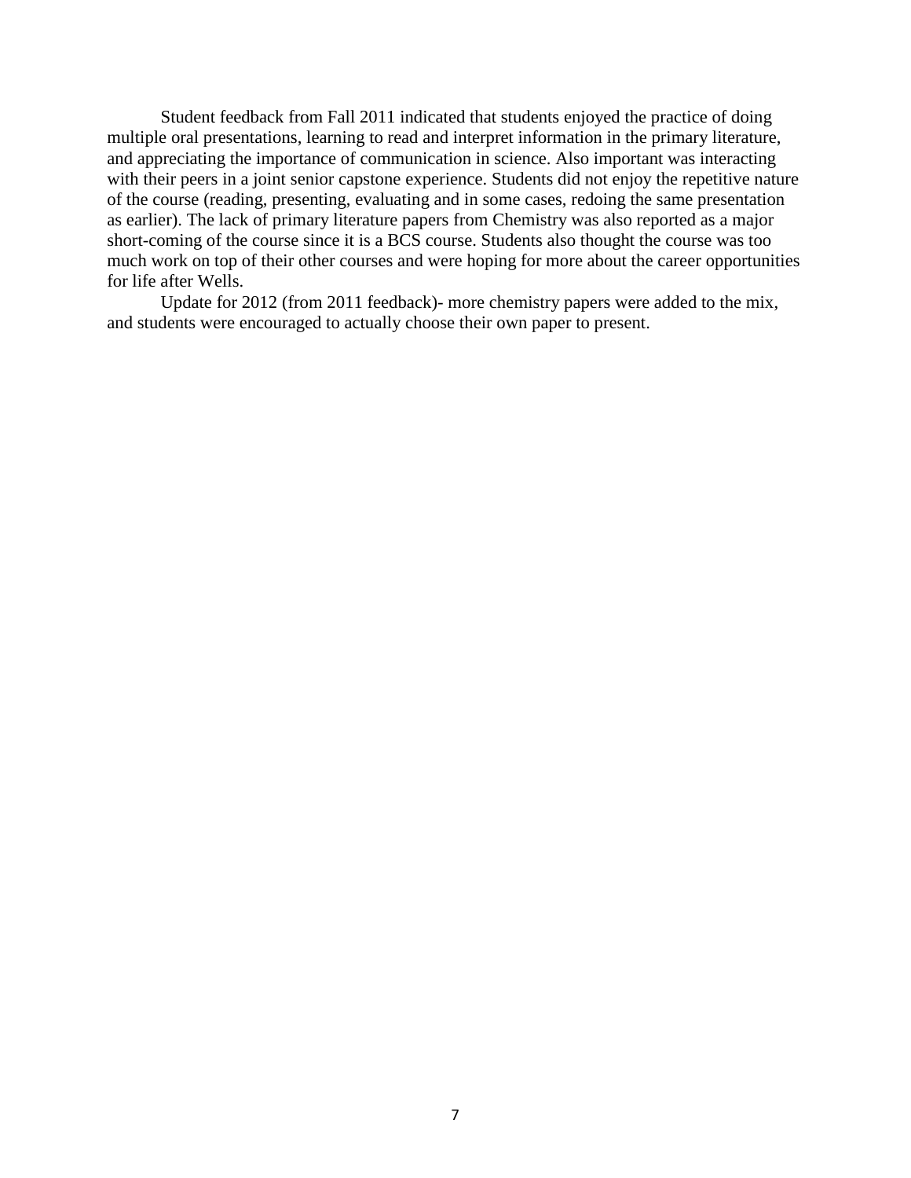Student feedback from Fall 2011 indicated that students enjoyed the practice of doing multiple oral presentations, learning to read and interpret information in the primary literature, and appreciating the importance of communication in science. Also important was interacting with their peers in a joint senior capstone experience. Students did not enjoy the repetitive nature of the course (reading, presenting, evaluating and in some cases, redoing the same presentation as earlier). The lack of primary literature papers from Chemistry was also reported as a major short-coming of the course since it is a BCS course. Students also thought the course was too much work on top of their other courses and were hoping for more about the career opportunities for life after Wells.

Update for 2012 (from 2011 feedback)- more chemistry papers were added to the mix, and students were encouraged to actually choose their own paper to present.